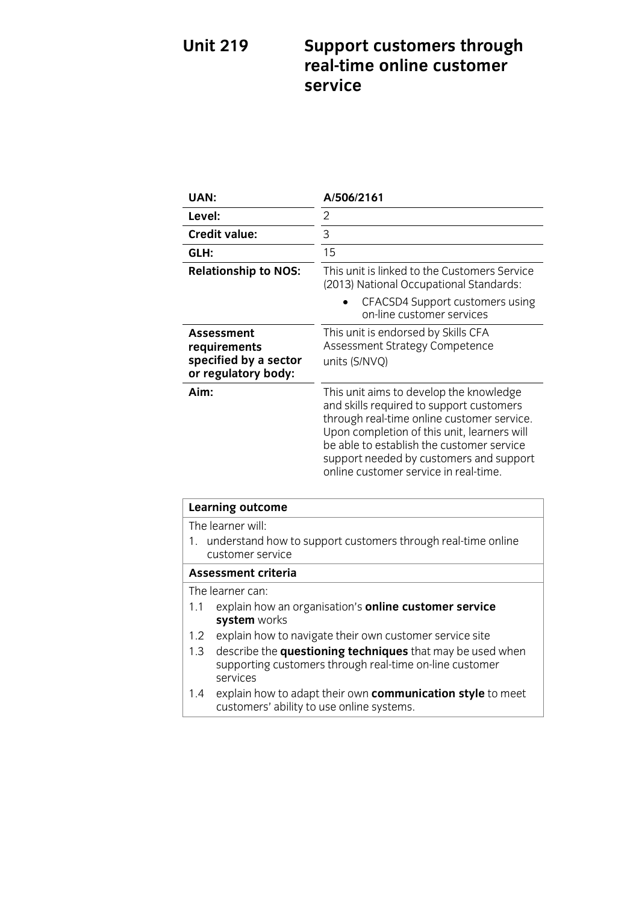# Unit 219 Support customers through real-time online customer service

| | |
|---|---|
| **UAN:** | **A/506/2161** |
| **Level:** | 2 |
| **Credit value:** | 3 |
| **GLH:** | 15 |
| **Relationship to NOS:** | This unit is linked to the Customers Service (2013) National Occupational Standards:<br>• CFACSD4 Support customers using on-line customer services |
| **Assessment requirements specified by a sector or regulatory body:** | This unit is endorsed by Skills CFA Assessment Strategy Competence units (S/NVQ) |
| **Aim:** | This unit aims to develop the knowledge and skills required to support customers through real-time online customer service. Upon completion of this unit, learners will be able to establish the customer service support needed by customers and support online customer service in real-time. |

| **Learning outcome** |
|---|
| The learner will:<br>1. understand how to support customers through real-time online customer service |
| **Assessment criteria** |
| The learner can:<br>1.1 explain how an organisation's **online customer service system** works<br>1.2 explain how to navigate their own customer service site<br>1.3 describe the **questioning techniques** that may be used when supporting customers through real-time on-line customer services<br>1.4 explain how to adapt their own **communication style** to meet customers' ability to use online systems. |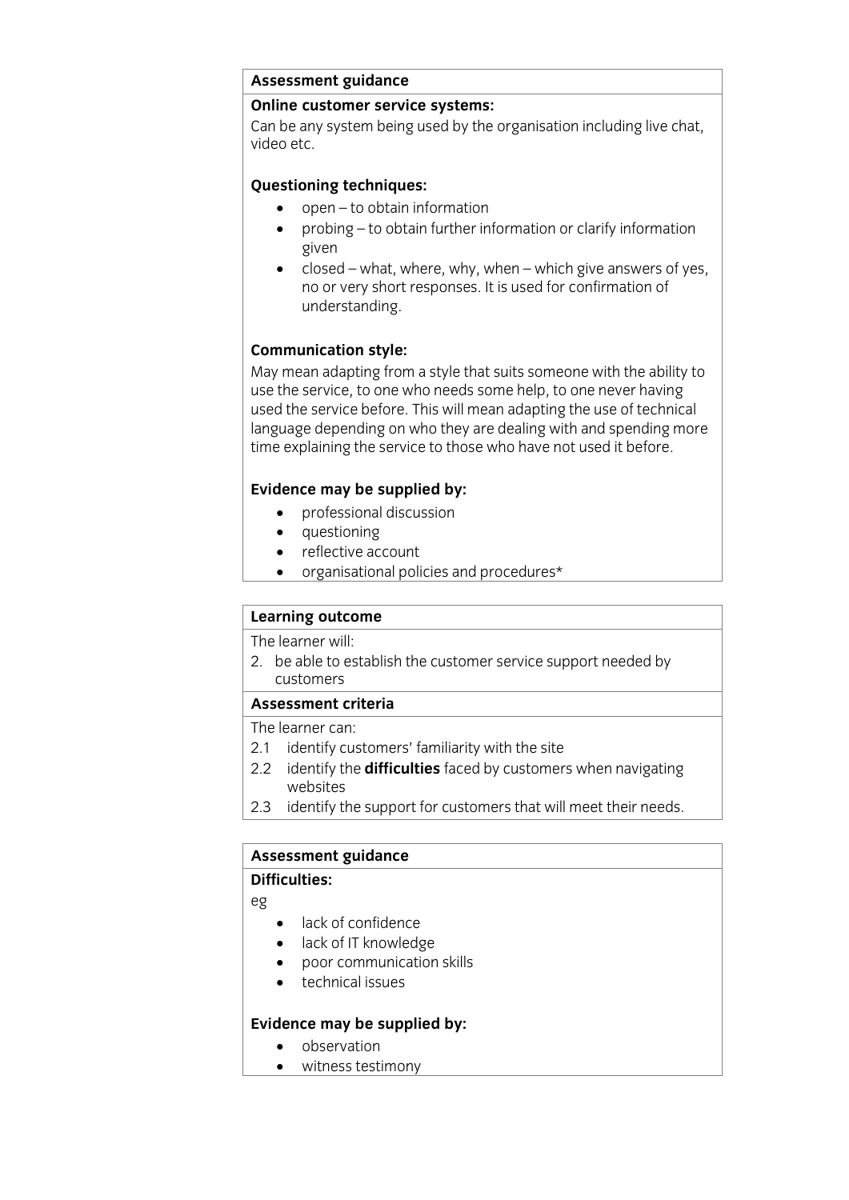**Assessment guidance**

**Online customer service systems:**

Can be any system being used by the organisation including live chat, video etc.

**Questioning techniques:**

- open – to obtain information
- probing – to obtain further information or clarify information given
- closed – what, where, why, when – which give answers of yes, no or very short responses. It is used for confirmation of understanding.

**Communication style:**

May mean adapting from a style that suits someone with the ability to use the service, to one who needs some help, to one never having used the service before. This will mean adapting the use of technical language depending on who they are dealing with and spending more time explaining the service to those who have not used it before.

**Evidence may be supplied by:**

- professional discussion
- questioning
- reflective account
- organisational policies and procedures*

**Learning outcome**

The learner will:

2. be able to establish the customer service support needed by customers

**Assessment criteria**

The learner can:

2.1 identify customers' familiarity with the site

2.2 identify the **difficulties** faced by customers when navigating websites

2.3 identify the support for customers that will meet their needs.

**Assessment guidance**

**Difficulties:**

eg

- lack of confidence
- lack of IT knowledge
- poor communication skills
- technical issues

**Evidence may be supplied by:**

- observation
- witness testimony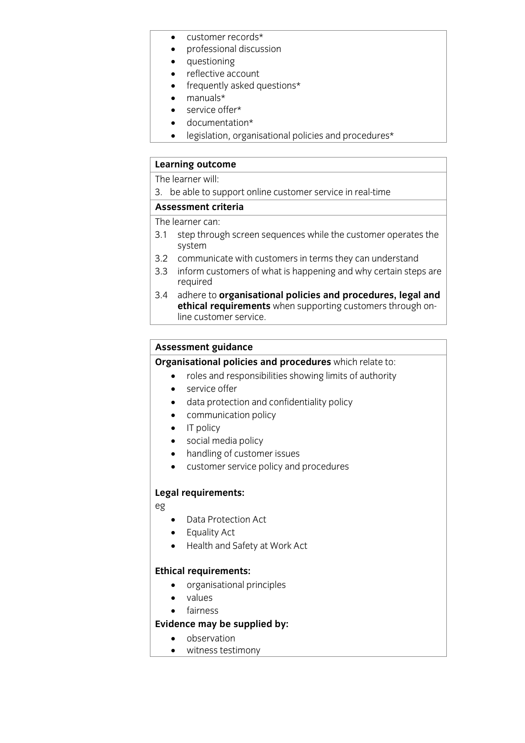- customer records*
- professional discussion
- questioning
- reflective account
- frequently asked questions*
- manuals*
- service offer*
- documentation*
- legislation, organisational policies and procedures*

**Learning outcome**

The learner will:

3. be able to support online customer service in real-time

**Assessment criteria**

The learner can:

3.1 step through screen sequences while the customer operates the system

3.2 communicate with customers in terms they can understand

3.3 inform customers of what is happening and why certain steps are required

3.4 adhere to **organisational policies and procedures, legal and ethical requirements** when supporting customers through on-line customer service.

**Assessment guidance**

**Organisational policies and procedures** which relate to:

- roles and responsibilities showing limits of authority
- service offer
- data protection and confidentiality policy
- communication policy
- IT policy
- social media policy
- handling of customer issues
- customer service policy and procedures

**Legal requirements:**

eg

- Data Protection Act
- Equality Act
- Health and Safety at Work Act

**Ethical requirements:**

- organisational principles
- values
- fairness

**Evidence may be supplied by:**

- observation
- witness testimony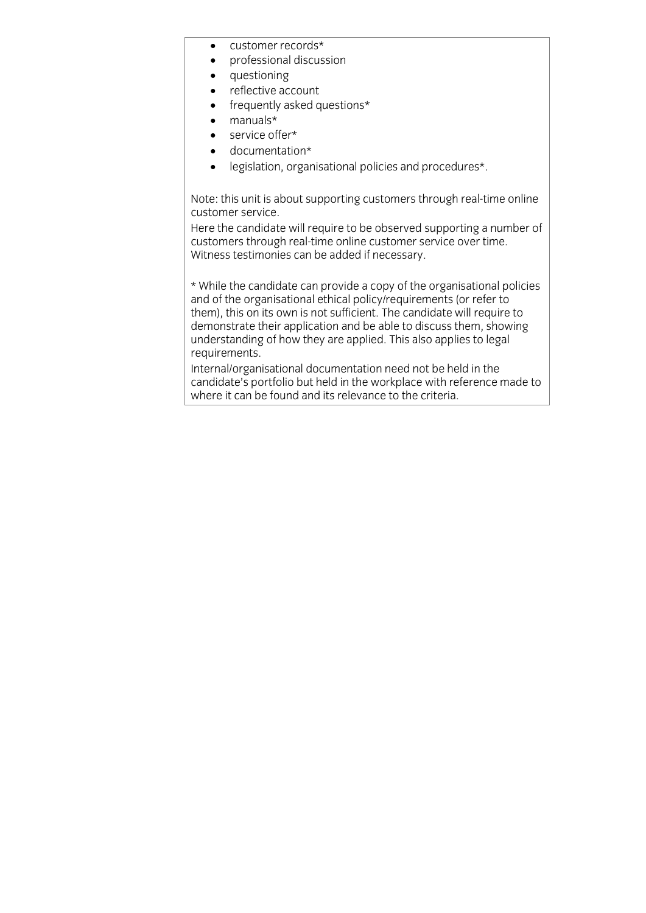- customer records*
- professional discussion
- questioning
- reflective account
- frequently asked questions*
- manuals*
- service offer*
- documentation*
- legislation, organisational policies and procedures*.

Note: this unit is about supporting customers through real-time online customer service.

Here the candidate will require to be observed supporting a number of customers through real-time online customer service over time. Witness testimonies can be added if necessary.

* While the candidate can provide a copy of the organisational policies and of the organisational ethical policy/requirements (or refer to them), this on its own is not sufficient. The candidate will require to demonstrate their application and be able to discuss them, showing understanding of how they are applied. This also applies to legal requirements.

Internal/organisational documentation need not be held in the candidate's portfolio but held in the workplace with reference made to where it can be found and its relevance to the criteria.